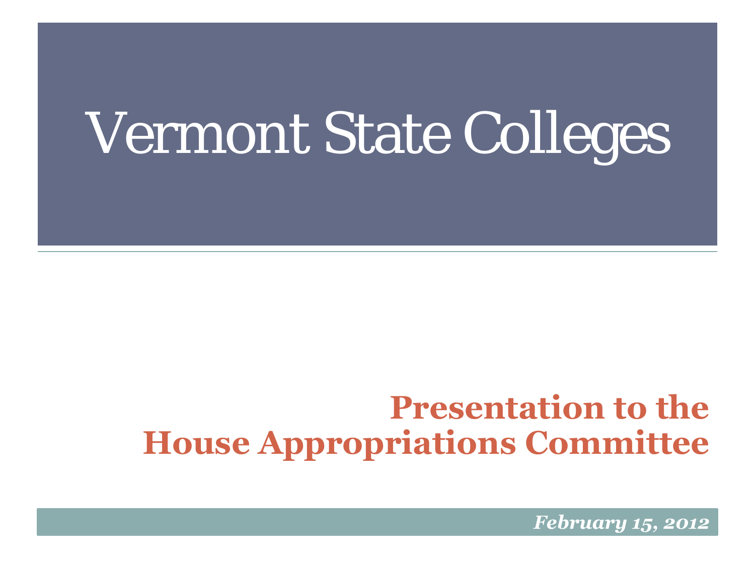# Vermont State Colleges

## Presentation to the House Appropriations Committee

*February 15, 2012*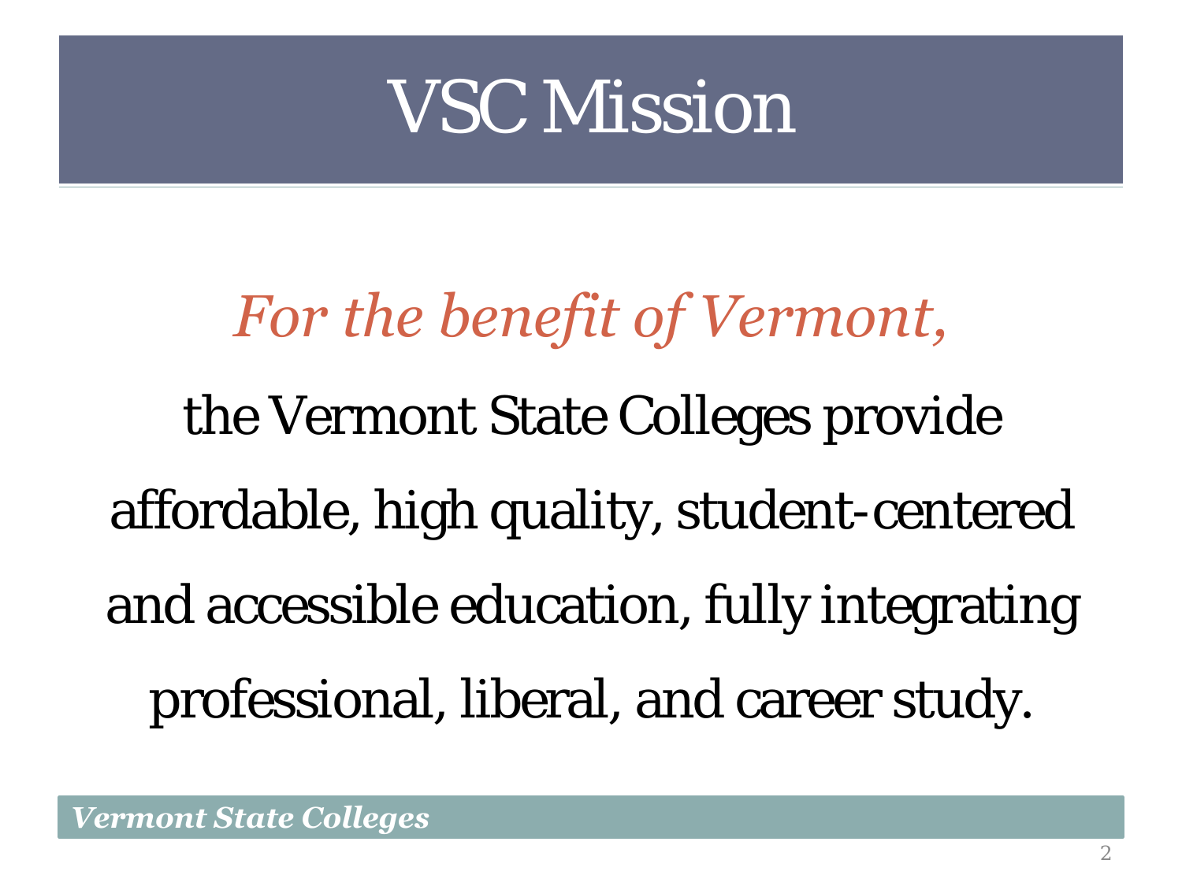# VSC Mission

*For the benefit of Vermont,*

the Vermont State Colleges provide affordable, high quality, student-centered and accessible education, fully integrating professional, liberal, and career study.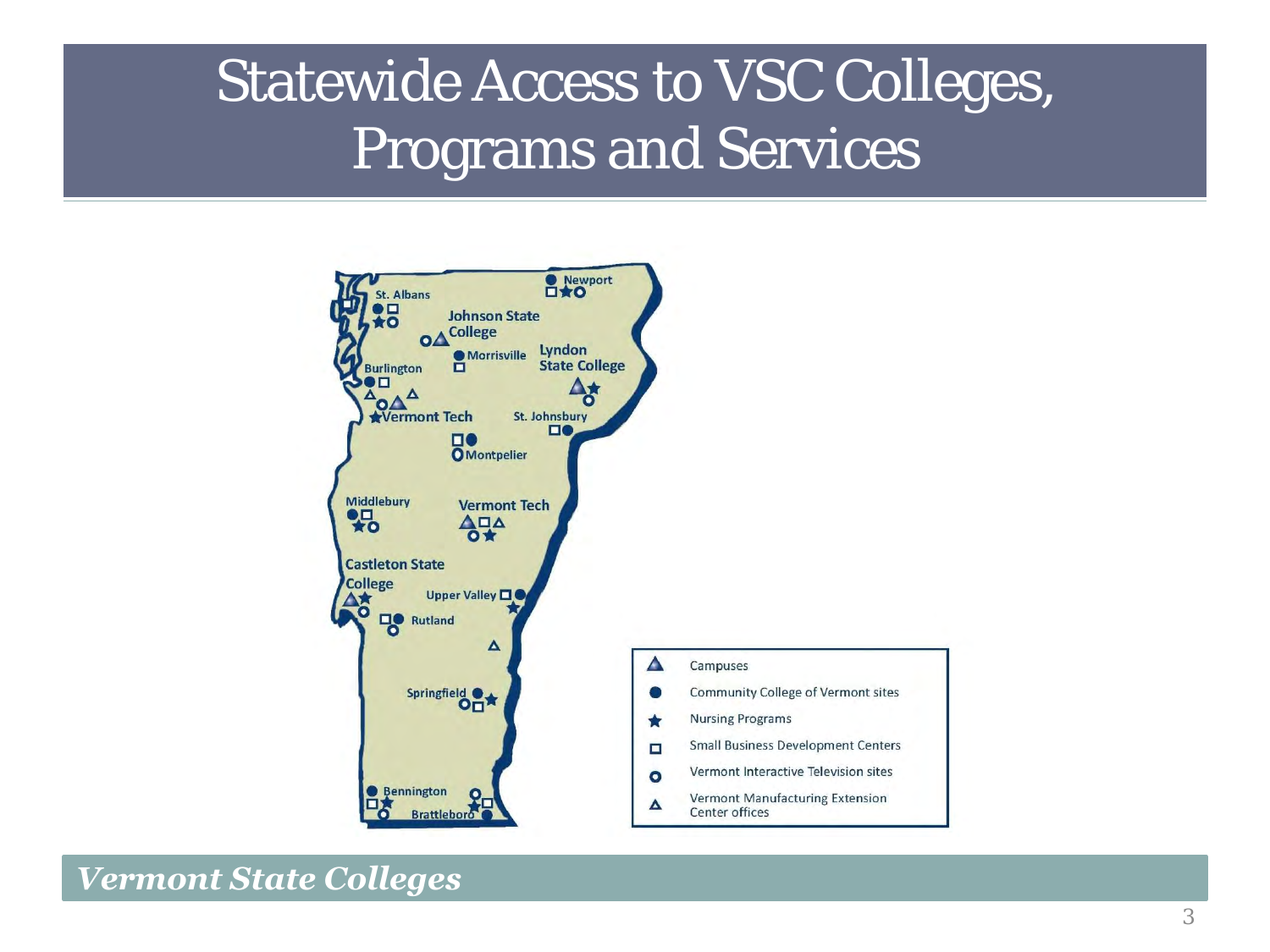# Statewide Access to VSC Colleges, Programs and Services

St. Albans
Johnson State College
Newport
Morrisville
Lyndon State College
Burlington
Vermont Tech
St. Johnsbury
Montpelier
Middlebury
Vermont Tech
Castleton State College
Upper Valley
Rutland
Springfield
Bennington
Brattleboro

- ▲ Campuses
- ● Community College of Vermont sites
- ★ Nursing Programs
- □ Small Business Development Centers
- o Vermont Interactive Television sites
- △ Vermont Manufacturing Extension Center offices

*Vermont State Colleges*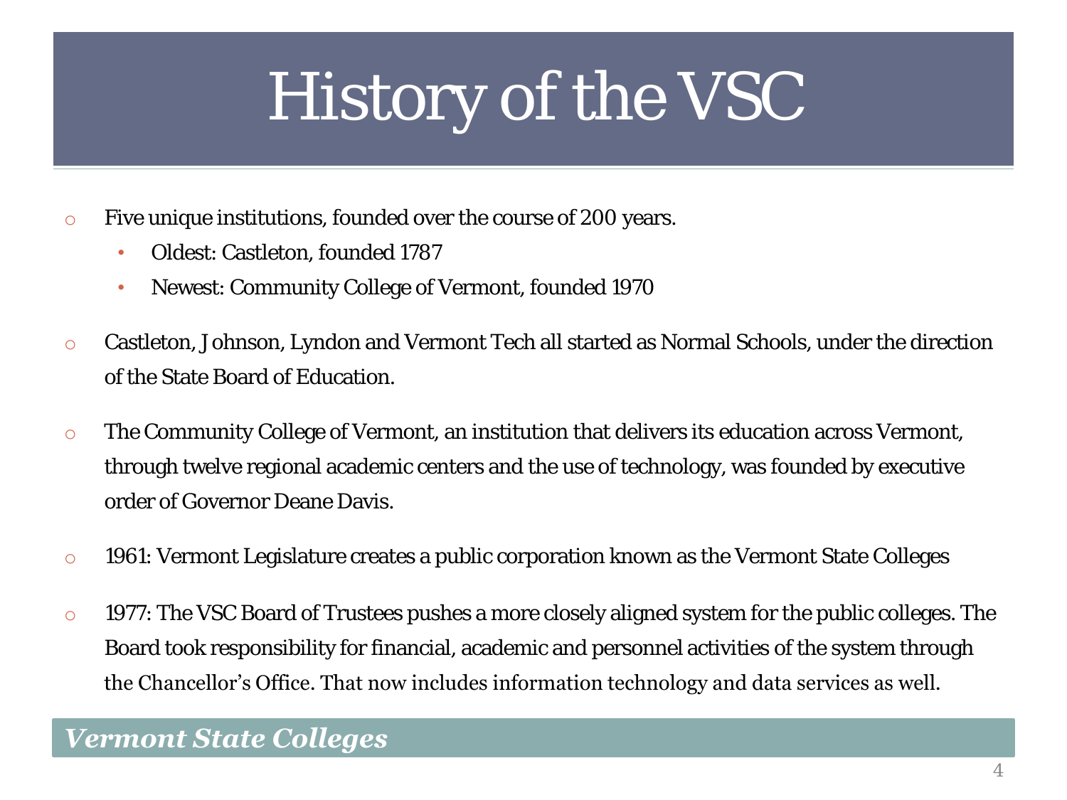# History of the VSC

- Five unique institutions, founded over the course of 200 years.
  - Oldest: Castleton, founded 1787
  - Newest: Community College of Vermont, founded 1970
- Castleton, Johnson, Lyndon and Vermont Tech all started as Normal Schools, under the direction of the State Board of Education.
- The Community College of Vermont, an institution that delivers its education across Vermont, through twelve regional academic centers and the use of technology, was founded by executive order of Governor Deane Davis.
- 1961: Vermont Legislature creates a public corporation known as the Vermont State Colleges
- 1977: The VSC Board of Trustees pushes a more closely aligned system for the public colleges. The Board took responsibility for financial, academic and personnel activities of the system through the Chancellor's Office. That now includes information technology and data services as well.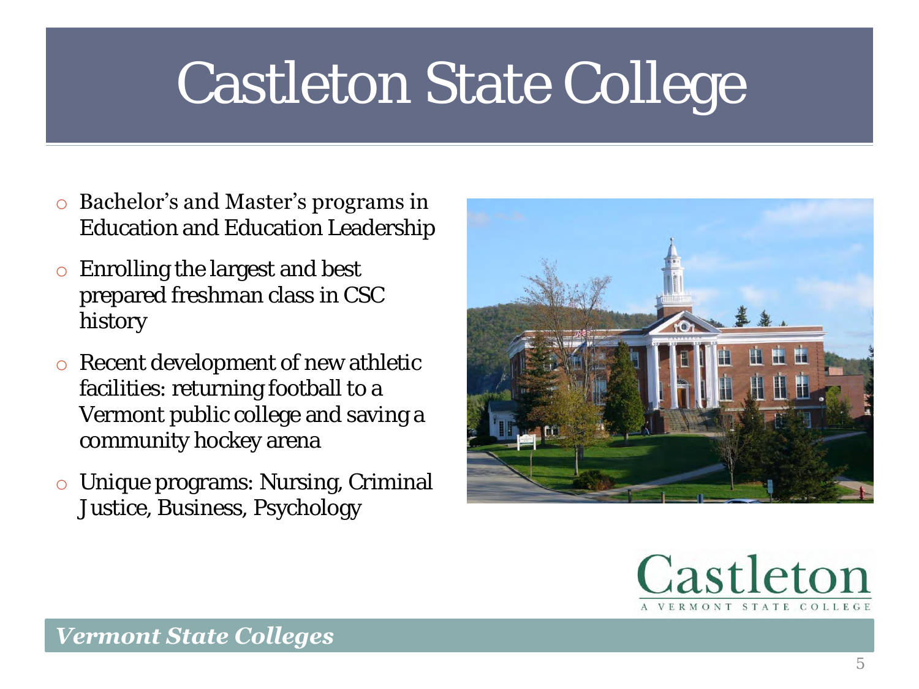# Castleton State College

- Bachelor's and Master's programs in Education and Education Leadership
- Enrolling the largest and best prepared freshman class in CSC history
- Recent development of new athletic facilities: returning football to a Vermont public college and saving a community hockey arena
- Unique programs: Nursing, Criminal Justice, Business, Psychology

Castleton
A VERMONT STATE COLLEGE

*Vermont State Colleges*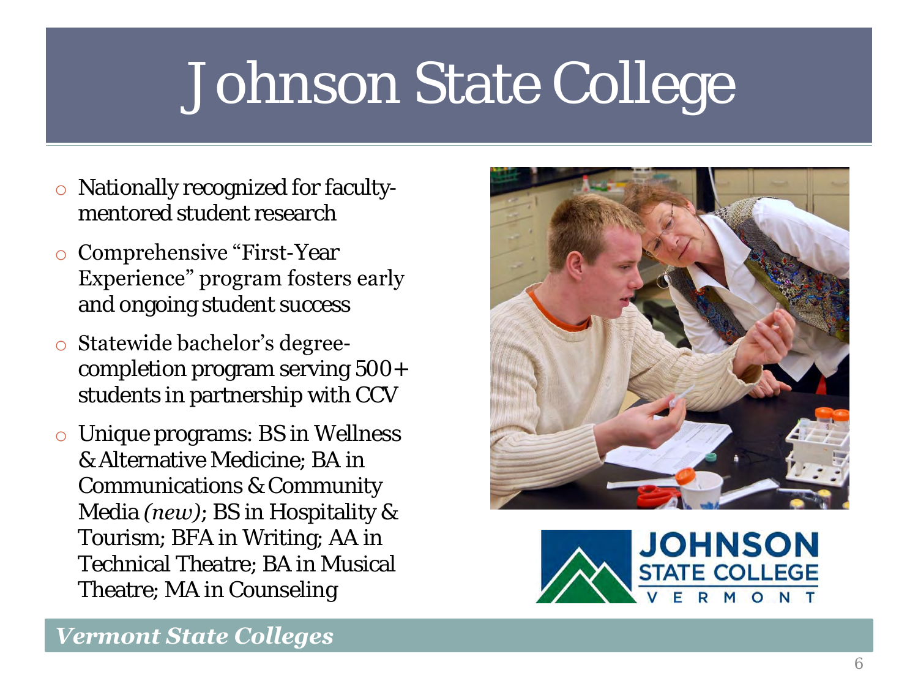# Johnson State College

- Nationally recognized for faculty-mentored student research
- Comprehensive "First-Year Experience" program fosters early and ongoing student success
- Statewide bachelor's degree-completion program serving 500+ students in partnership with CCV
- Unique programs: BS in Wellness & Alternative Medicine; BA in Communications & Community Media *(new)*; BS in Hospitality & Tourism; BFA in Writing; AA in Technical Theatre; BA in Musical Theatre; MA in Counseling

*Vermont State Colleges*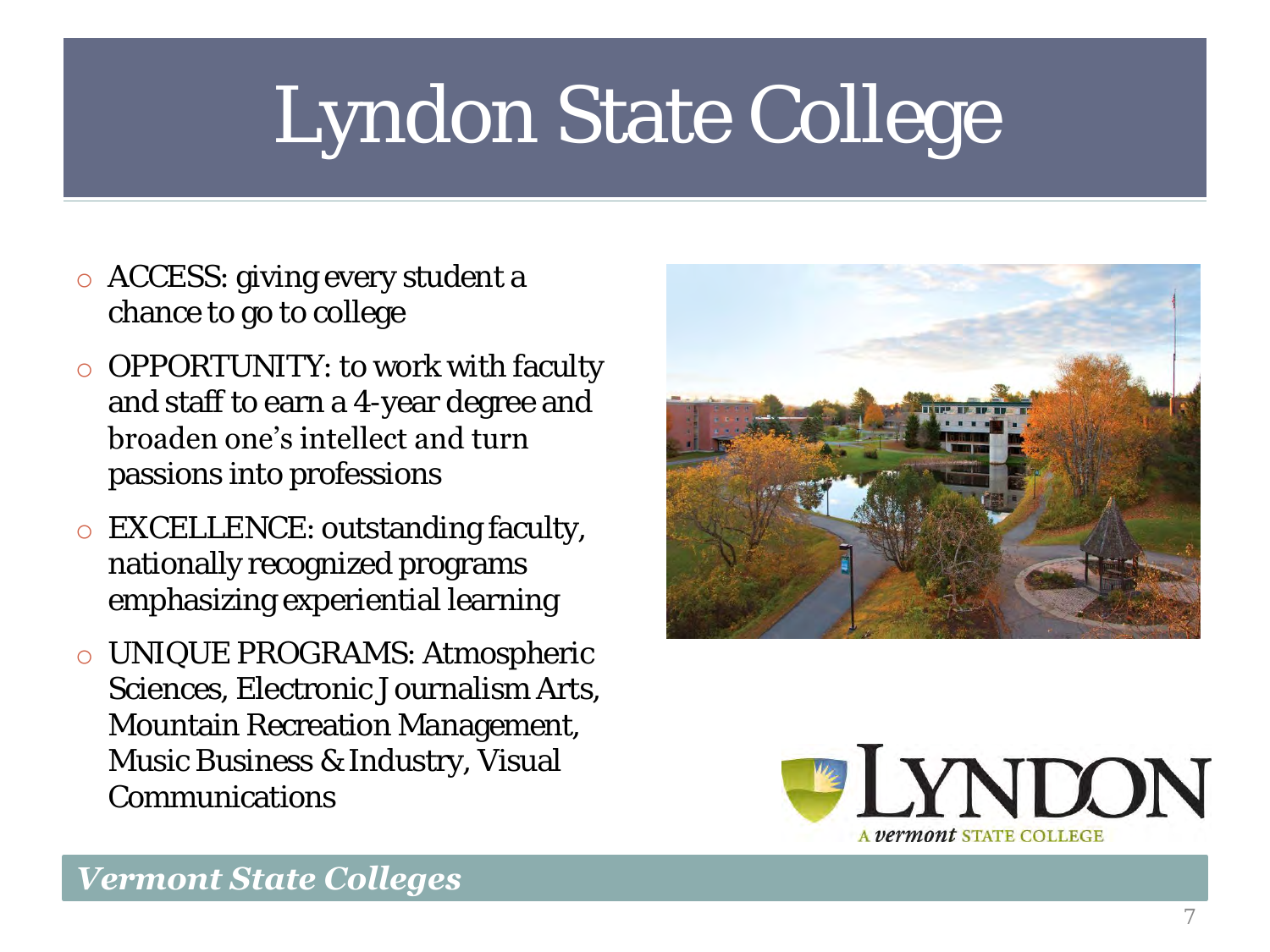# Lyndon State College

- ACCESS: giving every student a chance to go to college
- OPPORTUNITY: to work with faculty and staff to earn a 4-year degree and broaden one's intellect and turn passions into professions
- EXCELLENCE: outstanding faculty, nationally recognized programs emphasizing experiential learning
- UNIQUE PROGRAMS: Atmospheric Sciences, Electronic Journalism Arts, Mountain Recreation Management, Music Business & Industry, Visual Communications

LYNDON
A *vermont* STATE COLLEGE

***Vermont State Colleges***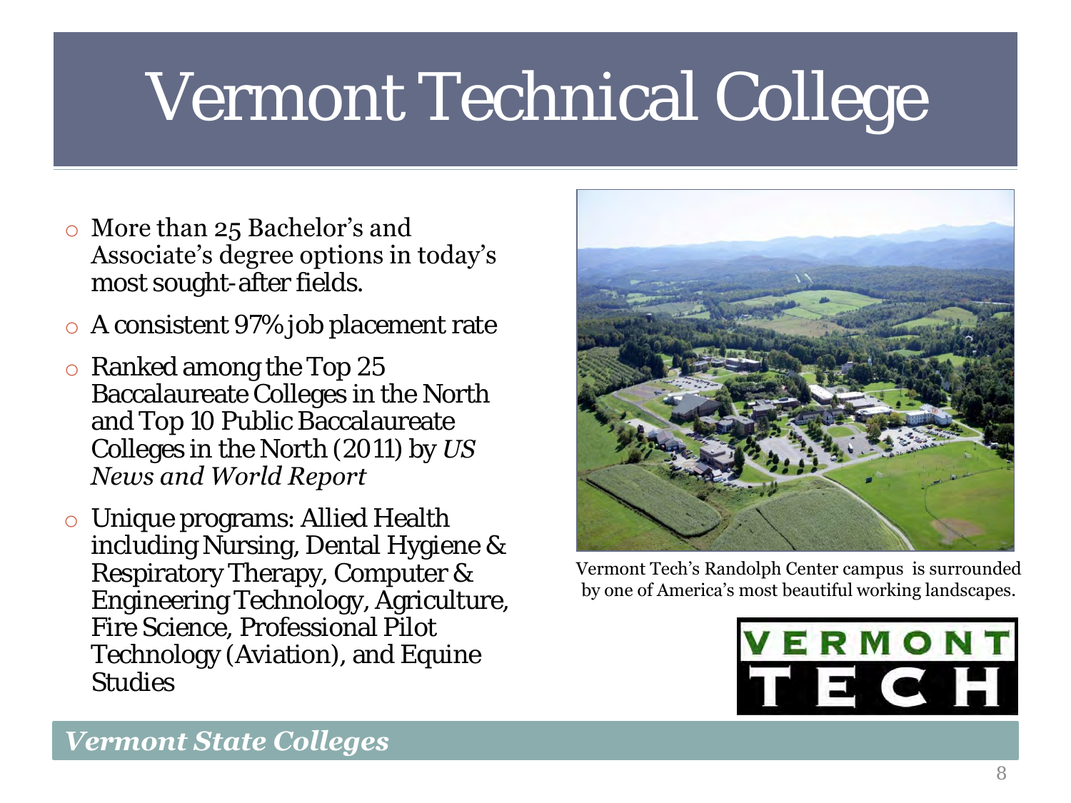# Vermont Technical College

- More than 25 Bachelor's and Associate's degree options in today's most sought-after fields.
- A consistent 97% job placement rate
- Ranked among the Top 25 Baccalaureate Colleges in the North and Top 10 Public Baccalaureate Colleges in the North (2011) by *US News and World Report*
- Unique programs: Allied Health including Nursing, Dental Hygiene & Respiratory Therapy, Computer & Engineering Technology, Agriculture, Fire Science, Professional Pilot Technology (Aviation), and Equine Studies

Vermont Tech's Randolph Center campus is surrounded by one of America's most beautiful working landscapes.

VERMONT TECH

***Vermont State Colleges***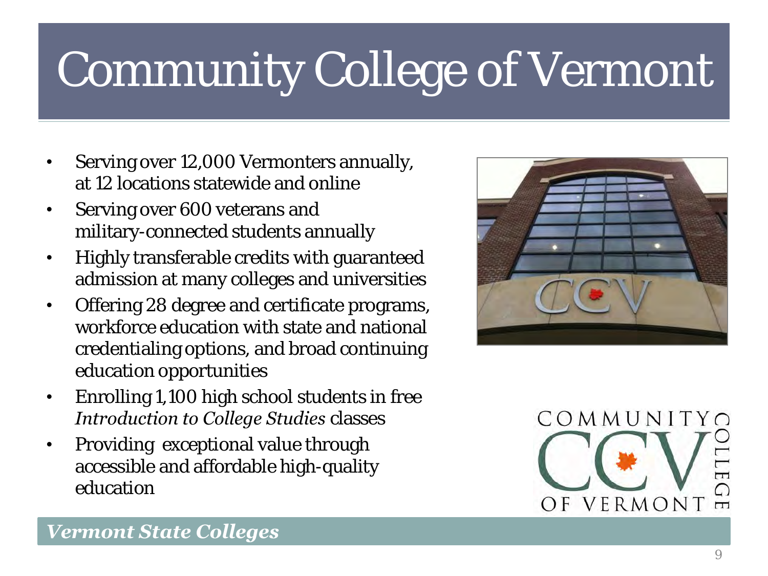# Community College of Vermont

- Serving over 12,000 Vermonters annually, at 12 locations statewide and online
- Serving over 600 veterans and military-connected students annually
- Highly transferable credits with guaranteed admission at many colleges and universities
- Offering 28 degree and certificate programs, workforce education with state and national credentialing options, and broad continuing education opportunities
- Enrolling 1,100 high school students in free *Introduction to College Studies* classes
- Providing exceptional value through accessible and affordable high-quality education

***Vermont State Colleges***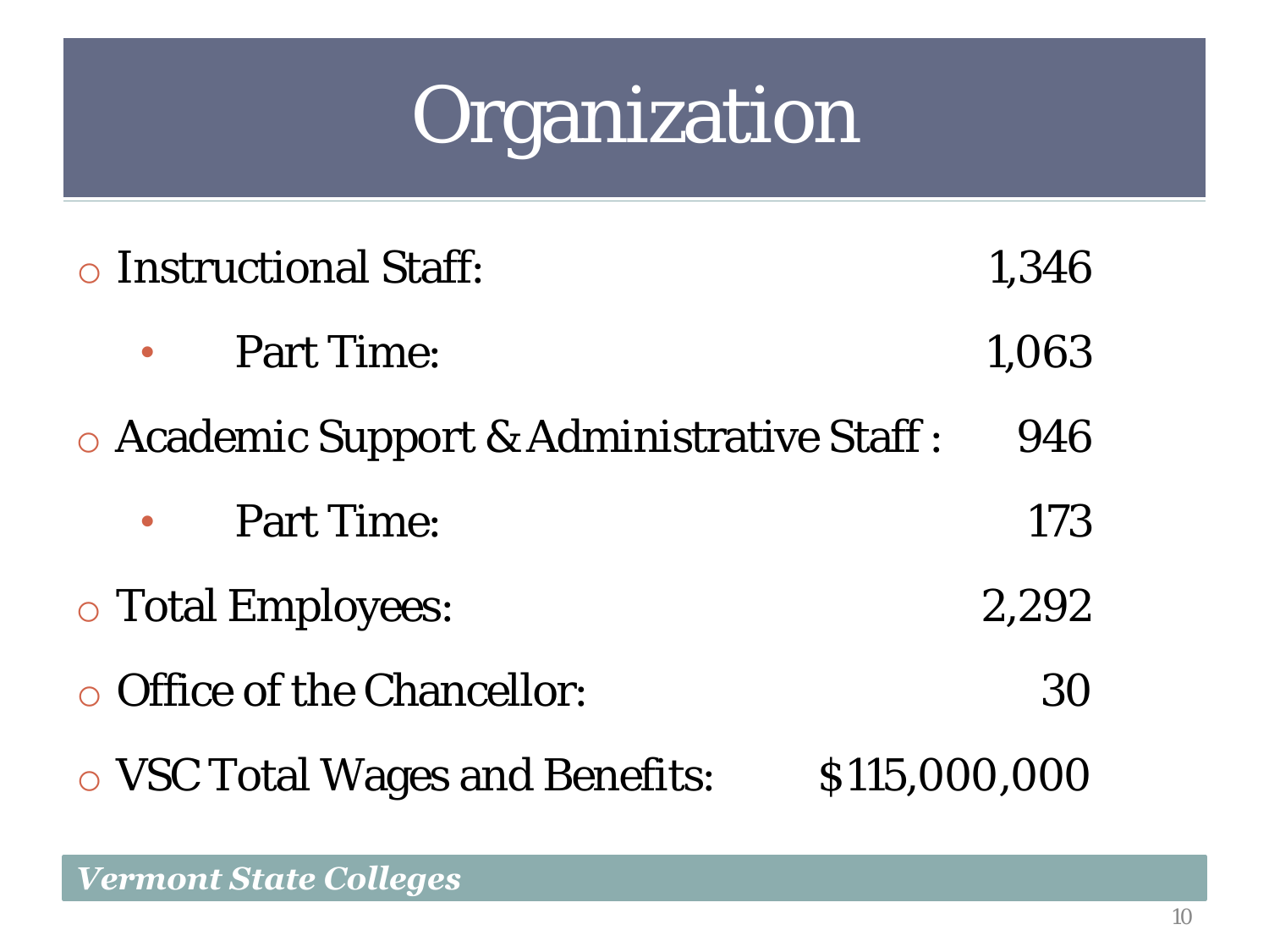# Organization

- Instructional Staff: 1,346
  - Part Time: 1,063
- Academic Support & Administrative Staff : 946
  - Part Time: 173
- Total Employees: 2,292
- Office of the Chancellor: 30
- VSC Total Wages and Benefits: $115,000,000

*Vermont State Colleges*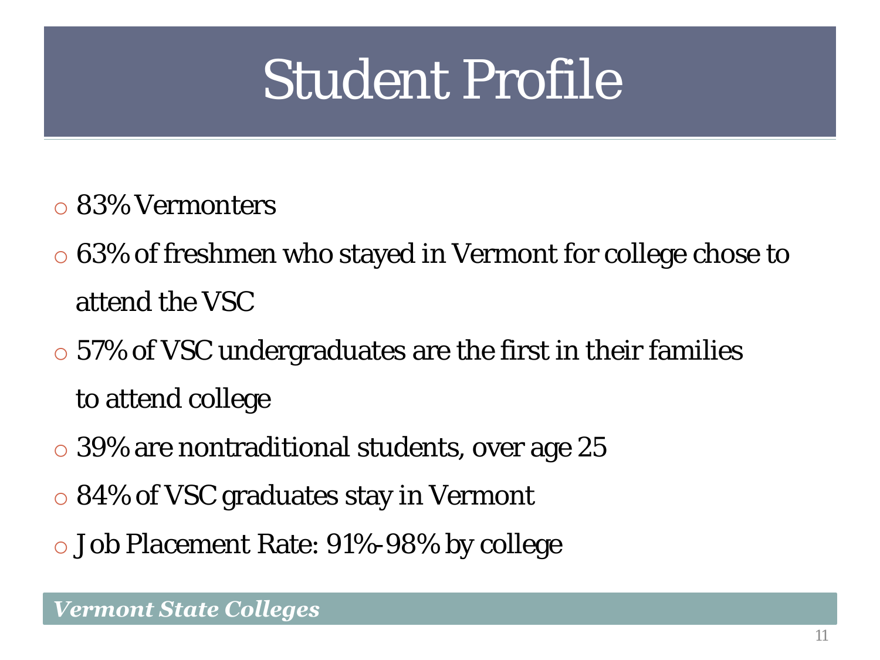# Student Profile

- 83% Vermonters
- 63% of freshmen who stayed in Vermont for college chose to attend the VSC
- 57% of VSC undergraduates are the first in their families to attend college
- 39% are nontraditional students, over age 25
- 84% of VSC graduates stay in Vermont
- Job Placement Rate: 91%-98% by college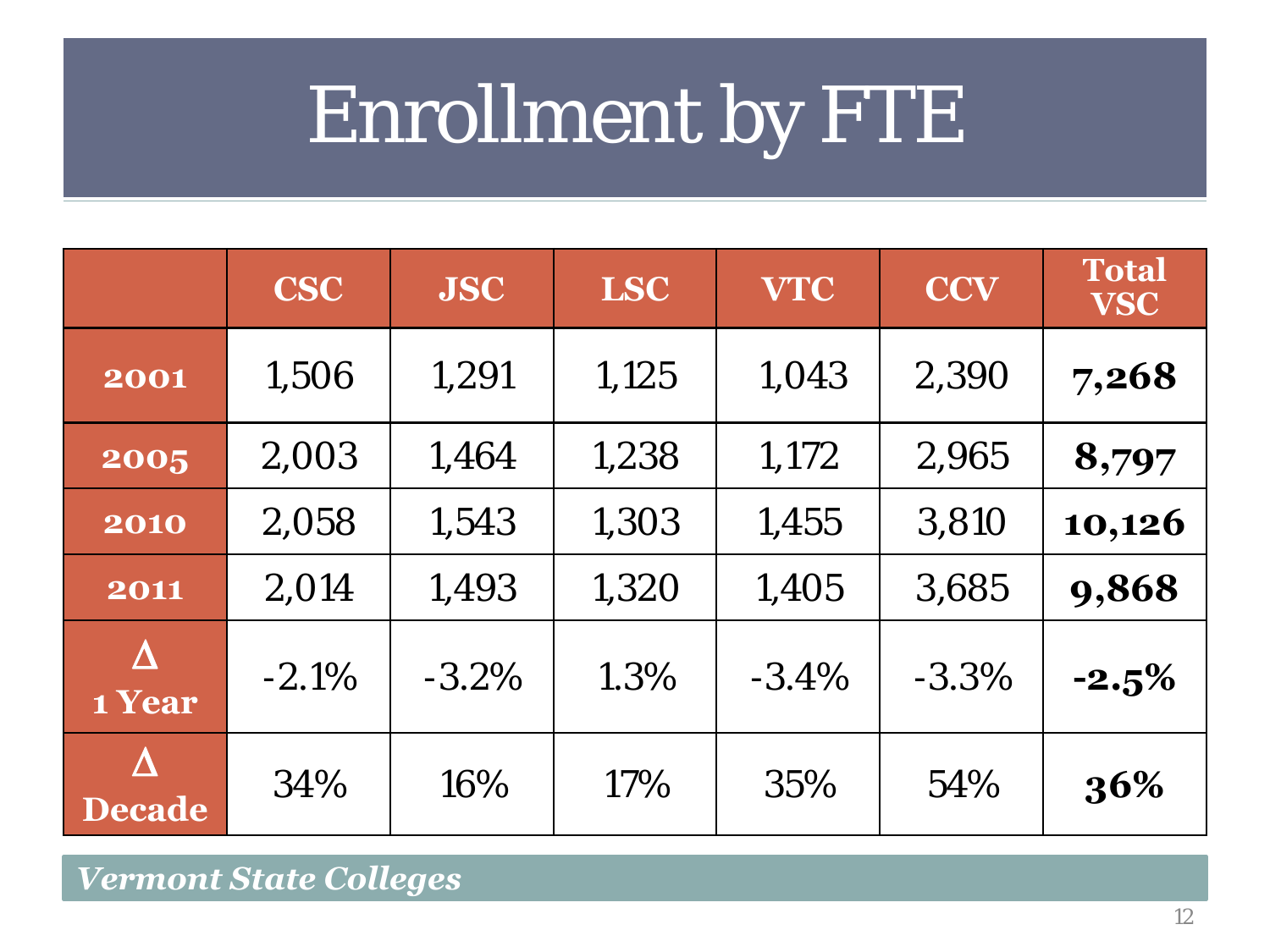# Enrollment by FTE

| | CSC | JSC | LSC | VTC | CCV | Total VSC |
|---|---|---|---|---|---|---|
| **2001** | 1,506 | 1,291 | 1,125 | 1,043 | 2,390 | **7,268** |
| **2005** | 2,003 | 1,464 | 1,238 | 1,172 | 2,965 | **8,797** |
| **2010** | 2,058 | 1,543 | 1,303 | 1,455 | 3,810 | **10,126** |
| **2011** | 2,014 | 1,493 | 1,320 | 1,405 | 3,685 | **9,868** |
| **Δ 1 Year** | -2.1% | -3.2% | 1.3% | -3.4% | -3.3% | **-2.5%** |
| **Δ Decade** | 34% | 16% | 17% | 35% | 54% | **36%** |

*Vermont State Colleges*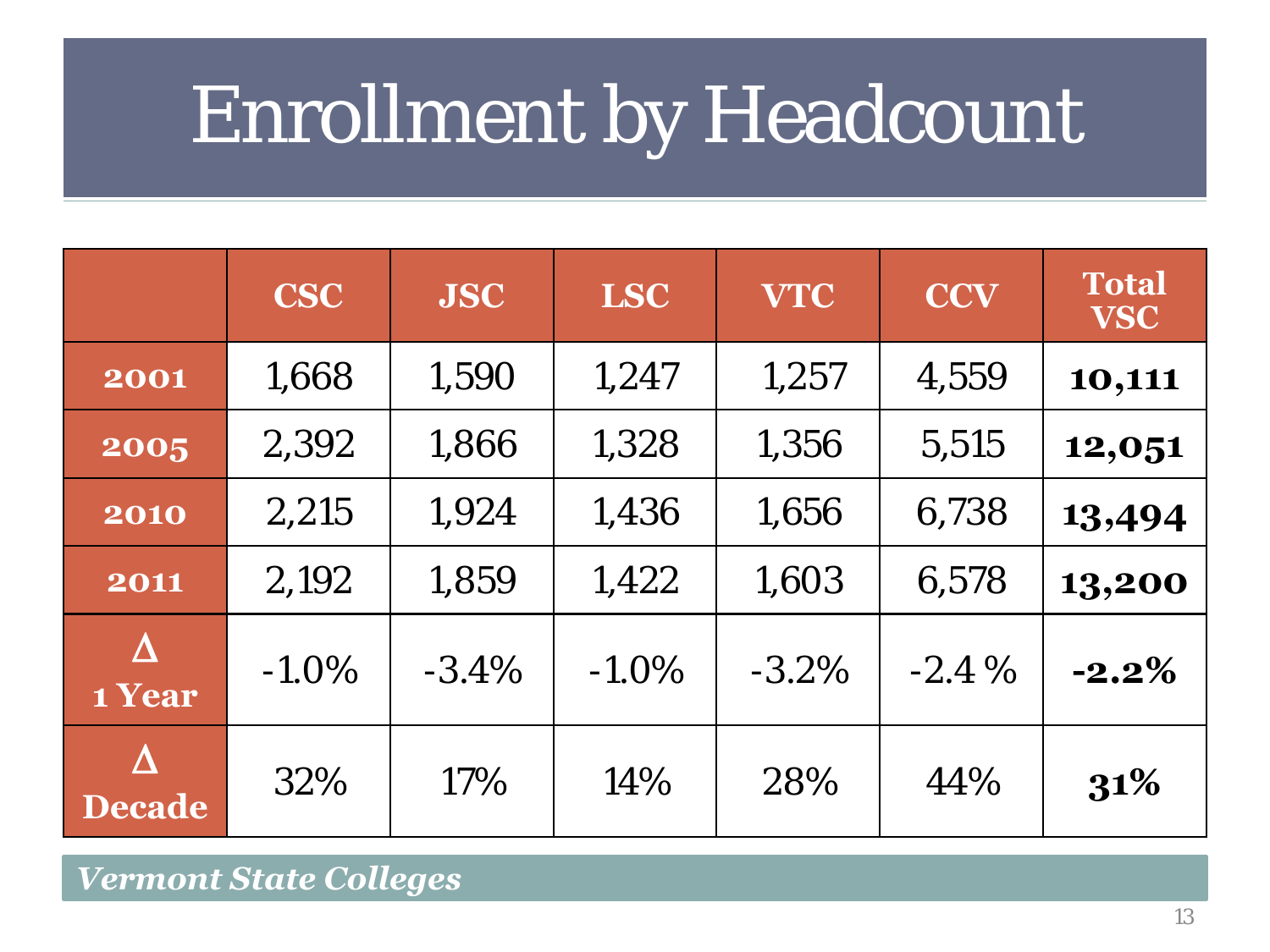# Enrollment by Headcount

| | CSC | JSC | LSC | VTC | CCV | Total VSC |
|---|---|---|---|---|---|---|
| **2001** | 1,668 | 1,590 | 1,247 | 1,257 | 4,559 | **10,111** |
| **2005** | 2,392 | 1,866 | 1,328 | 1,356 | 5,515 | **12,051** |
| **2010** | 2,215 | 1,924 | 1,436 | 1,656 | 6,738 | **13,494** |
| **2011** | 2,192 | 1,859 | 1,422 | 1,603 | 6,578 | **13,200** |
| **Δ 1 Year** | -1.0% | -3.4% | -1.0% | -3.2% | -2.4 % | **-2.2%** |
| **Δ Decade** | 32% | 17% | 14% | 28% | 44% | **31%** |

*Vermont State Colleges*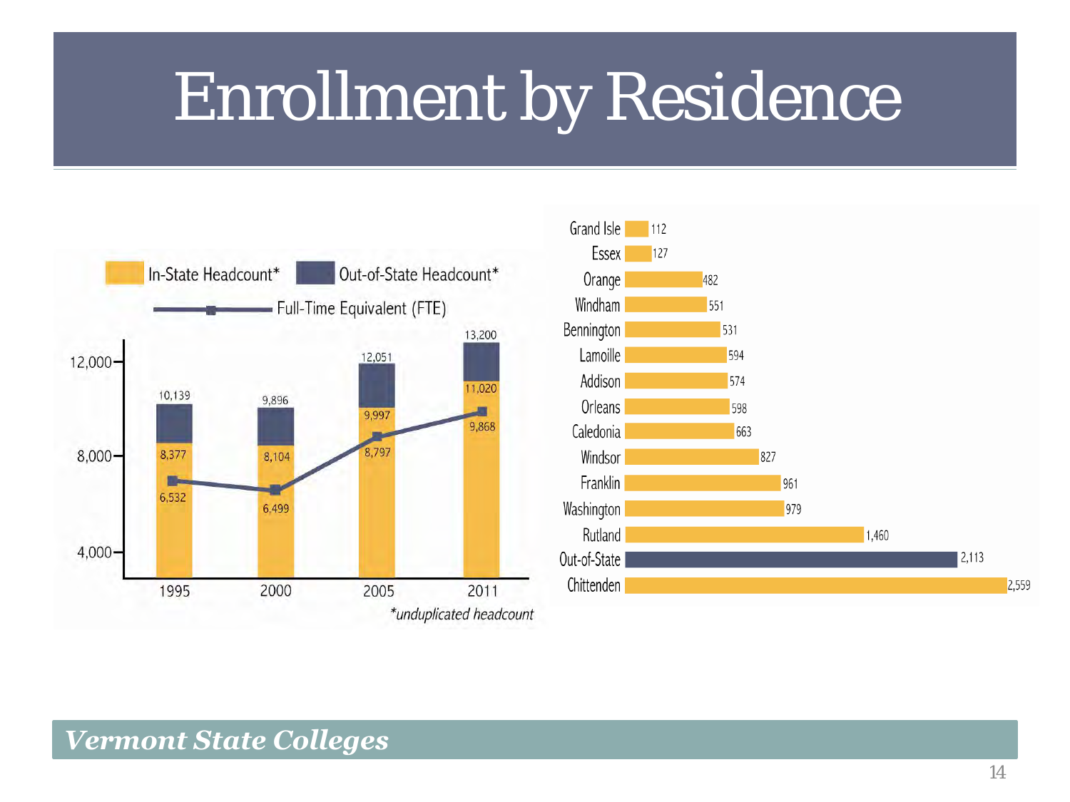# Enrollment by Residence

In-State Headcount* | Out-of-State Headcount* | Full-Time Equivalent (FTE)

| Year | Total Headcount | In-State Headcount | FTE |
|---|---|---|---|
| 1995 | 10,139 | 8,377 | 6,532 |
| 2000 | 9,896 | 8,104 | 6,499 |
| 2005 | 12,051 | 9,997 | 8,797 |
| 2011 | 13,200 | 11,020 | 9,868 |

*\*unduplicated headcount*

| County | Headcount |
|---|---|
| Grand Isle | 112 |
| Essex | 127 |
| Orange | 482 |
| Windham | 551 |
| Bennington | 531 |
| Lamoille | 594 |
| Addison | 574 |
| Orleans | 598 |
| Caledonia | 663 |
| Windsor | 827 |
| Franklin | 961 |
| Washington | 979 |
| Rutland | 1,460 |
| Out-of-State | 2,113 |
| Chittenden | 2,559 |

*Vermont State Colleges*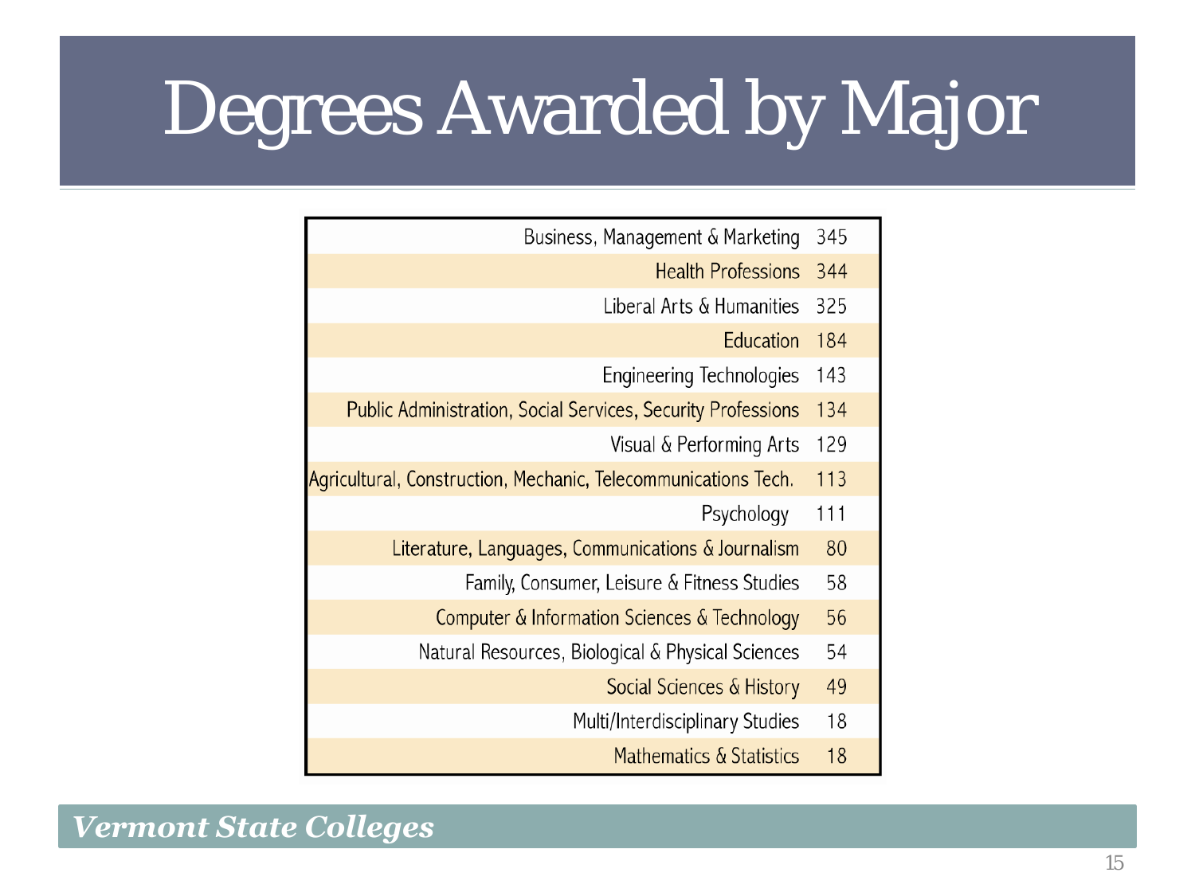# Degrees Awarded by Major

| Major | Degrees |
|---|---|
| Business, Management & Marketing | 345 |
| Health Professions | 344 |
| Liberal Arts & Humanities | 325 |
| Education | 184 |
| Engineering Technologies | 143 |
| Public Administration, Social Services, Security Professions | 134 |
| Visual & Performing Arts | 129 |
| Agricultural, Construction, Mechanic, Telecommunications Tech. | 113 |
| Psychology | 111 |
| Literature, Languages, Communications & Journalism | 80 |
| Family, Consumer, Leisure & Fitness Studies | 58 |
| Computer & Information Sciences & Technology | 56 |
| Natural Resources, Biological & Physical Sciences | 54 |
| Social Sciences & History | 49 |
| Multi/Interdisciplinary Studies | 18 |
| Mathematics & Statistics | 18 |

*Vermont State Colleges*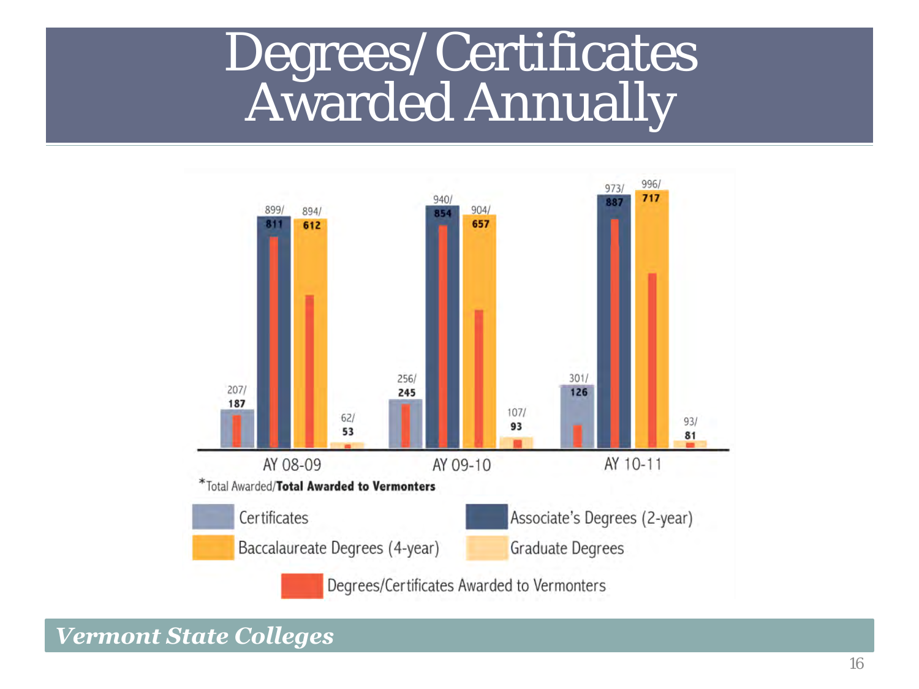# Degrees/Certificates Awarded Annually

| | Certificates | Associate's Degrees (2-year) | Baccalaureate Degrees (4-year) | Graduate Degrees |
|---|---|---|---|---|
| AY 08-09 | 207/**187** | 899/**811** | 894/**612** | 62/**53** |
| AY 09-10 | 256/**245** | 940/**854** | 904/**657** | 107/**93** |
| AY 10-11 | 301/**126** | 973/**887** | 996/**717** | 93/**81** |

*Total Awarded/**Total Awarded to Vermonters**

Legend: Certificates; Associate's Degrees (2-year); Baccalaureate Degrees (4-year); Graduate Degrees; Degrees/Certificates Awarded to Vermonters

*Vermont State Colleges*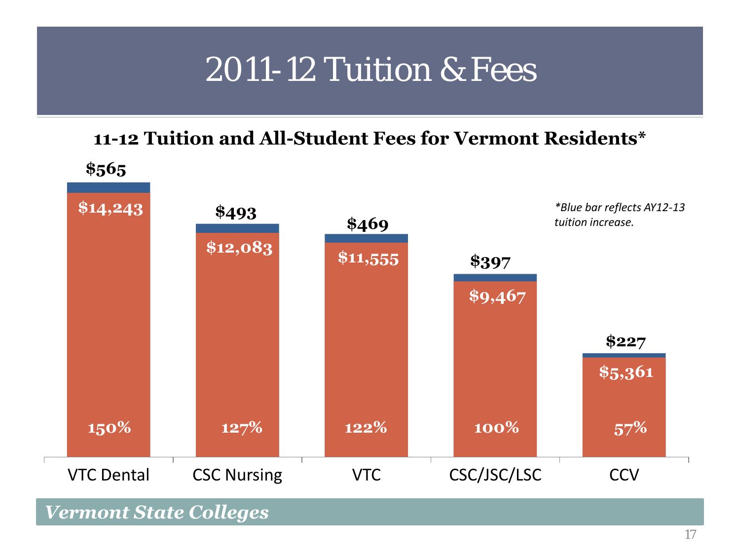# 2011-12 Tuition & Fees

**11-12 Tuition and All-Student Fees for Vermont Residents***

| | VTC Dental | CSC Nursing | VTC | CSC/JSC/LSC | CCV |
|---|---|---|---|---|---|
| AY12-13 tuition increase (blue bar) | $565 | $493 | $469 | $397 | $227 |
| 11-12 Tuition and All-Student Fees | $14,243 | $12,083 | $11,555 | $9,467 | $5,361 |
| Percent | 150% | 127% | 122% | 100% | 57% |

**Blue bar reflects AY12-13 tuition increase.*

*Vermont State Colleges*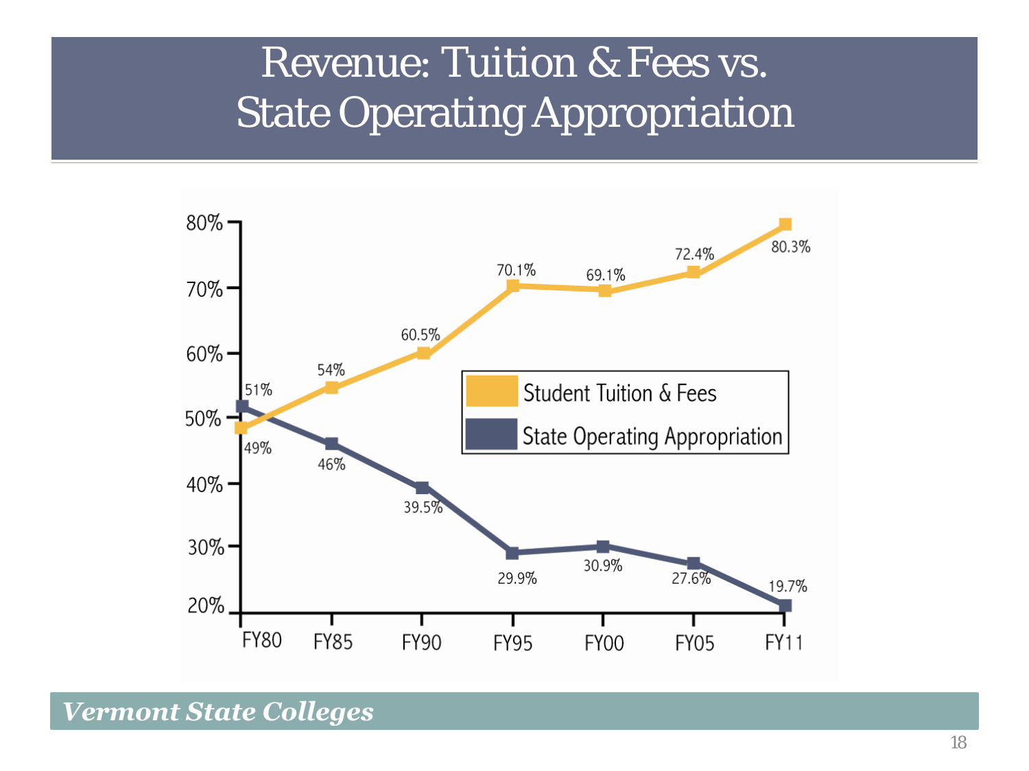# Revenue: Tuition & Fees vs. State Operating Appropriation

| | FY80 | FY85 | FY90 | FY95 | FY00 | FY05 | FY11 |
|---|---|---|---|---|---|---|---|
| Student Tuition & Fees | 49% | 54% | 60.5% | 70.1% | 69.1% | 72.4% | 80.3% |
| State Operating Appropriation | 51% | 46% | 39.5% | 29.9% | 30.9% | 27.6% | 19.7% |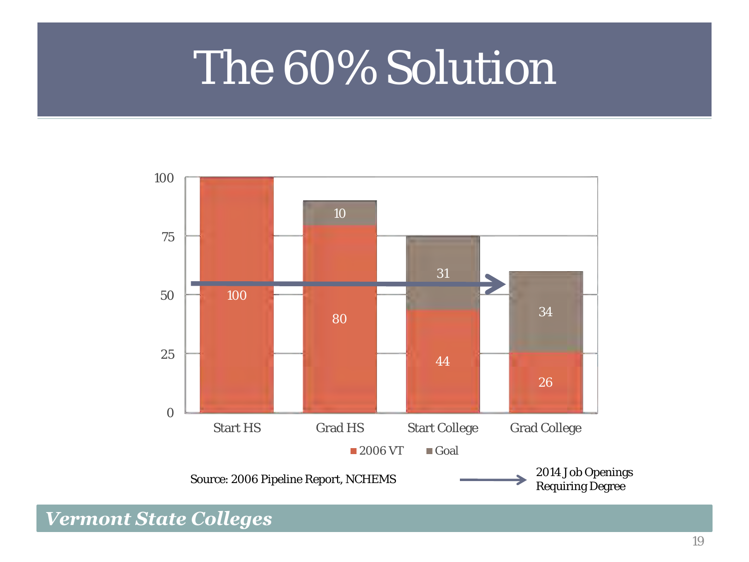# The 60% Solution

| | 2006 VT | Goal |
|---|---|---|
| Start HS | 100 | |
| Grad HS | 80 | 10 |
| Start College | 44 | 31 |
| Grad College | 26 | 34 |

Source: 2006 Pipeline Report, NCHEMS

→ 2014 Job Openings Requiring Degree

*Vermont State Colleges*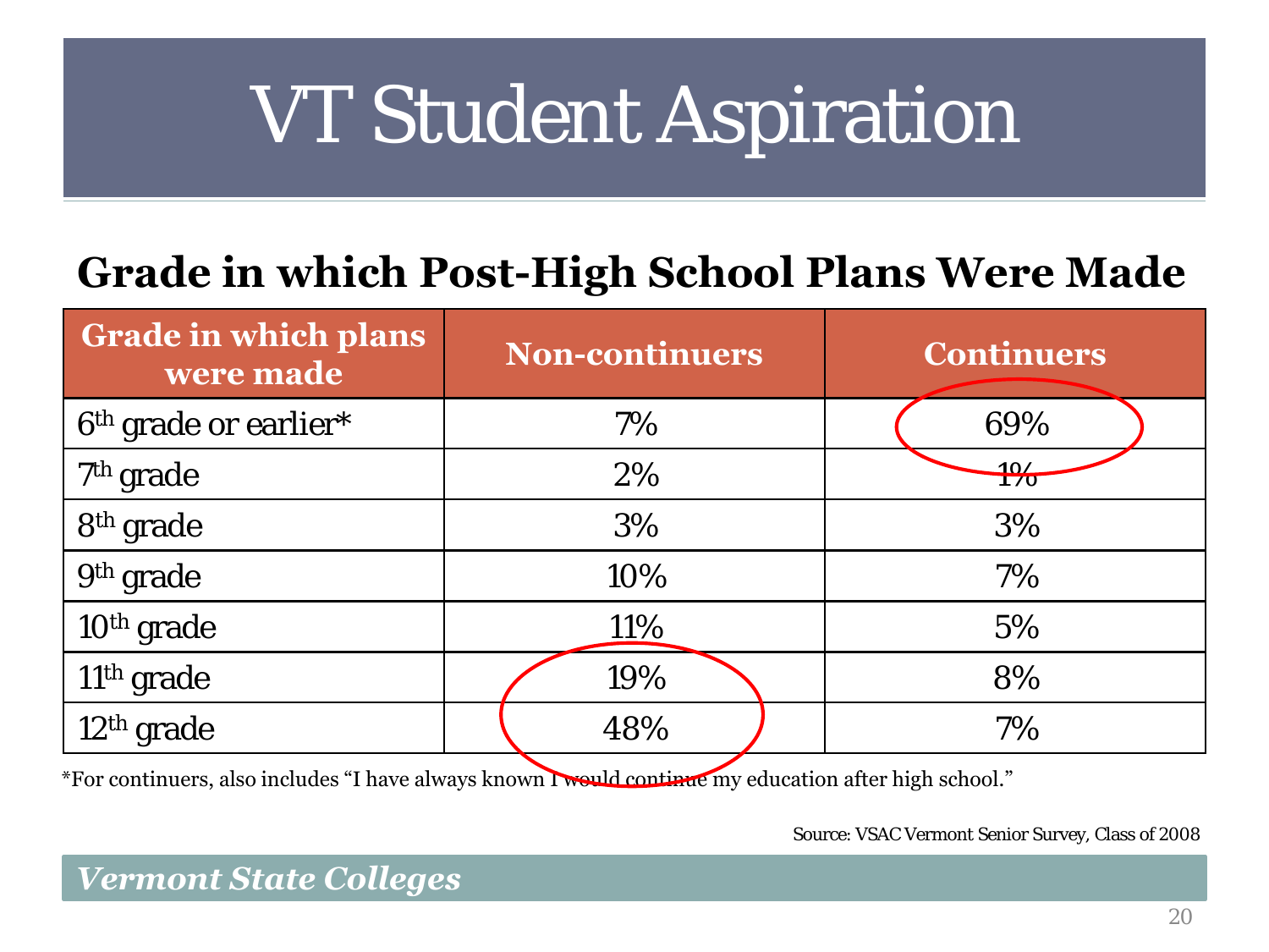# VT Student Aspiration

## Grade in which Post-High School Plans Were Made

| Grade in which plans were made | Non-continuers | Continuers |
|---|---|---|
| 6th grade or earlier* | 7% | 69% |
| 7th grade | 2% | 1% |
| 8th grade | 3% | 3% |
| 9th grade | 10% | 7% |
| 10th grade | 11% | 5% |
| 11th grade | 19% | 8% |
| 12th grade | 48% | 7% |

*For continuers, also includes "I have always known I would continue my education after high school."

Source: VSAC Vermont Senior Survey, Class of 2008

*Vermont State Colleges*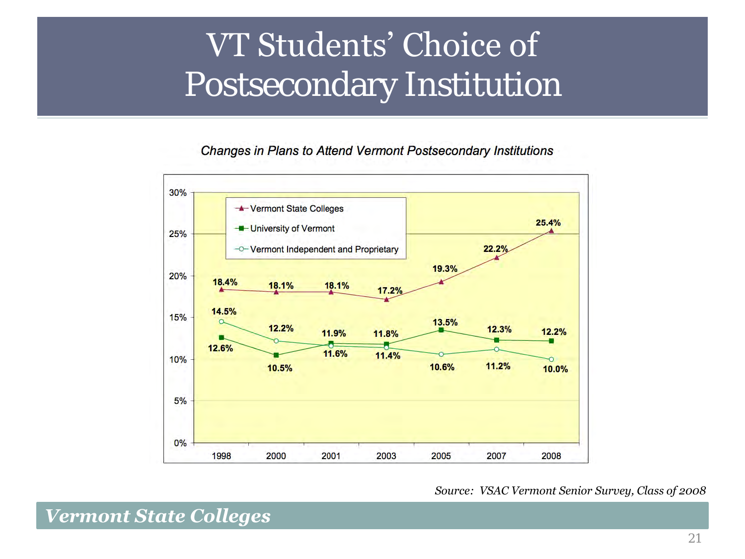# VT Students' Choice of Postsecondary Institution

*Changes in Plans to Attend Vermont Postsecondary Institutions*

| | 1998 | 2000 | 2001 | 2003 | 2005 | 2007 | 2008 |
|---|---|---|---|---|---|---|---|
| Vermont State Colleges | 18.4% | 18.1% | 18.1% | 17.2% | 19.3% | 22.2% | 25.4% |
| University of Vermont | 12.6% | 10.5% | 11.9% | 11.8% | 13.5% | 12.3% | 12.2% |
| Vermont Independent and Proprietary | 14.5% | 12.2% | 11.6% | 11.4% | 10.6% | 11.2% | 10.0% |

*Source: VSAC Vermont Senior Survey, Class of 2008*

***Vermont State Colleges***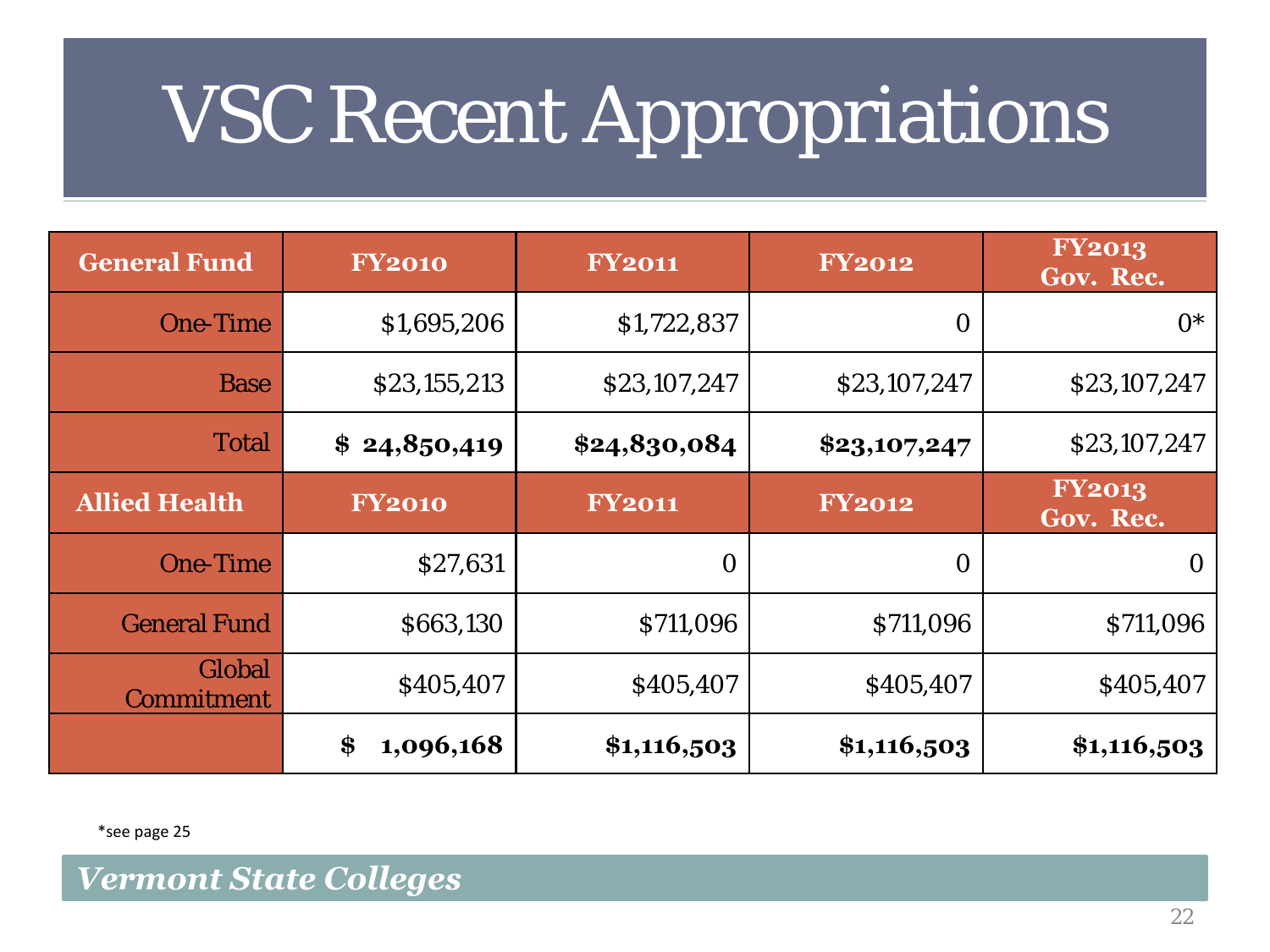# VSC Recent Appropriations

| General Fund | FY2010 | FY2011 | FY2012 | FY2013 Gov. Rec. |
|---|---|---|---|---|
| One-Time | $1,695,206 | $1,722,837 | 0 | 0* |
| Base | $23,155,213 | $23,107,247 | $23,107,247 | $23,107,247 |
| Total | **$ 24,850,419** | **$24,830,084** | **$23,107,247** | $23,107,247 |
| **Allied Health** | **FY2010** | **FY2011** | **FY2012** | **FY2013 Gov. Rec.** |
| One-Time | $27,631 | 0 | 0 | 0 |
| General Fund | $663,130 | $711,096 | $711,096 | $711,096 |
| Global Commitment | $405,407 | $405,407 | $405,407 | $405,407 |
| | **$ 1,096,168** | **$1,116,503** | **$1,116,503** | **$1,116,503** |

*see page 25

*Vermont State Colleges*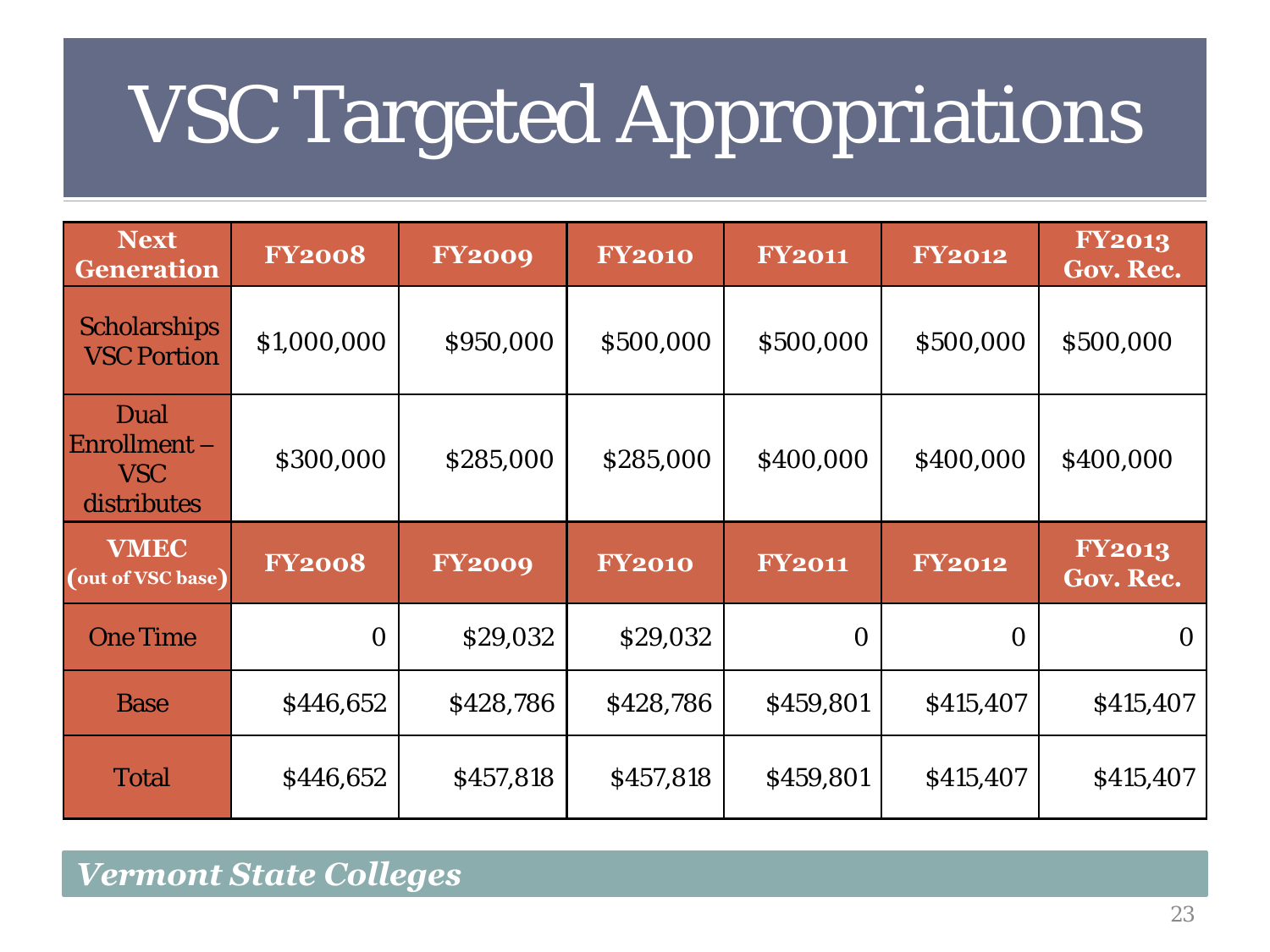# VSC Targeted Appropriations

| Next Generation | FY2008 | FY2009 | FY2010 | FY2011 | FY2012 | FY2013 Gov. Rec. |
|---|---|---|---|---|---|---|
| Scholarships VSC Portion | $1,000,000 | $950,000 | $500,000 | $500,000 | $500,000 | $500,000 |
| Dual Enrollment – VSC distributes | $300,000 | $285,000 | $285,000 | $400,000 | $400,000 | $400,000 |
| **VMEC (out of VSC base)** | **FY2008** | **FY2009** | **FY2010** | **FY2011** | **FY2012** | **FY2013 Gov. Rec.** |
| One Time | 0 | $29,032 | $29,032 | 0 | 0 | 0 |
| Base | $446,652 | $428,786 | $428,786 | $459,801 | $415,407 | $415,407 |
| Total | $446,652 | $457,818 | $457,818 | $459,801 | $415,407 | $415,407 |

*Vermont State Colleges*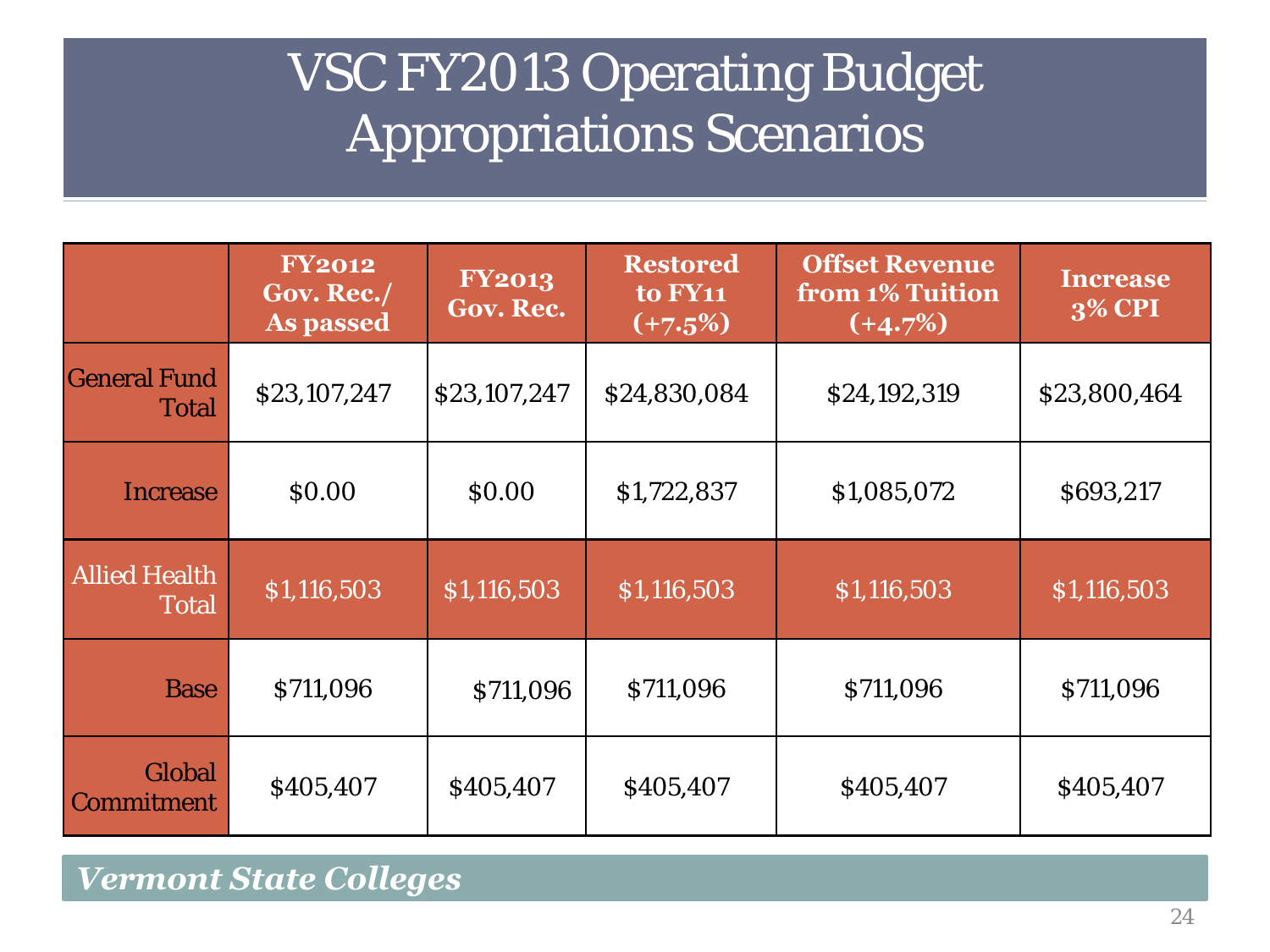# VSC FY2013 Operating Budget Appropriations Scenarios

| | FY2012 Gov. Rec./ As passed | FY2013 Gov. Rec. | Restored to FY11 (+7.5%) | Offset Revenue from 1% Tuition (+4.7%) | Increase 3% CPI |
|---|---|---|---|---|---|
| General Fund Total | $23,107,247 | $23,107,247 | $24,830,084 | $24,192,319 | $23,800,464 |
| Increase | $0.00 | $0.00 | $1,722,837 | $1,085,072 | $693,217 |
| Allied Health Total | $1,116,503 | $1,116,503 | $1,116,503 | $1,116,503 | $1,116,503 |
| Base | $711,096 | $711,096 | $711,096 | $711,096 | $711,096 |
| Global Commitment | $405,407 | $405,407 | $405,407 | $405,407 | $405,407 |

*Vermont State Colleges*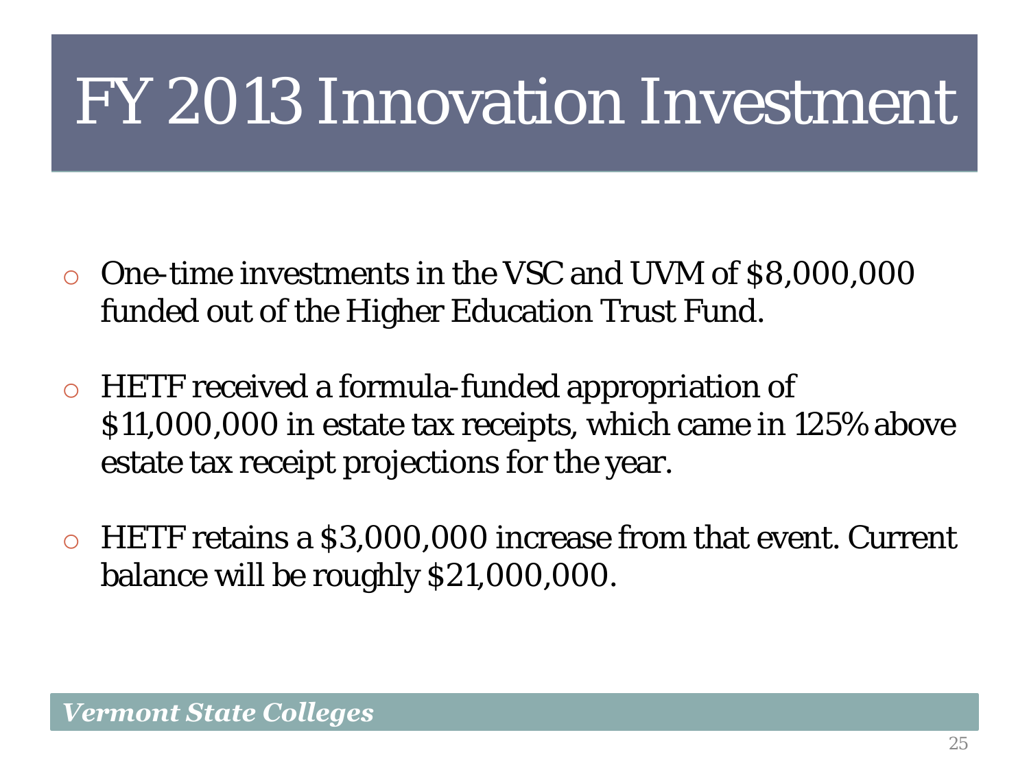# FY 2013 Innovation Investment

- One-time investments in the VSC and UVM of $8,000,000 funded out of the Higher Education Trust Fund.
- HETF received a formula-funded appropriation of $11,000,000 in estate tax receipts, which came in 125% above estate tax receipt projections for the year.
- HETF retains a $3,000,000 increase from that event. Current balance will be roughly $21,000,000.

***Vermont State Colleges***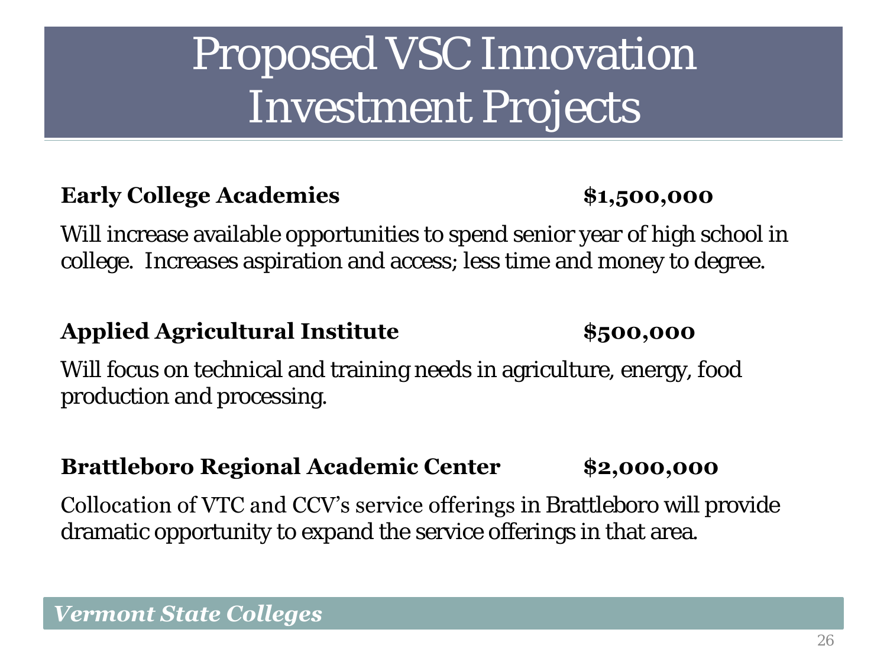# Proposed VSC Innovation Investment Projects

**Early College Academies** **$1,500,000**

Will increase available opportunities to spend senior year of high school in college. Increases aspiration and access; less time and money to degree.

**Applied Agricultural Institute** **$500,000**

Will focus on technical and training needs in agriculture, energy, food production and processing.

**Brattleboro Regional Academic Center** **$2,000,000**

Collocation of VTC and CCV's service offerings in Brattleboro will provide dramatic opportunity to expand the service offerings in that area.

***Vermont State Colleges***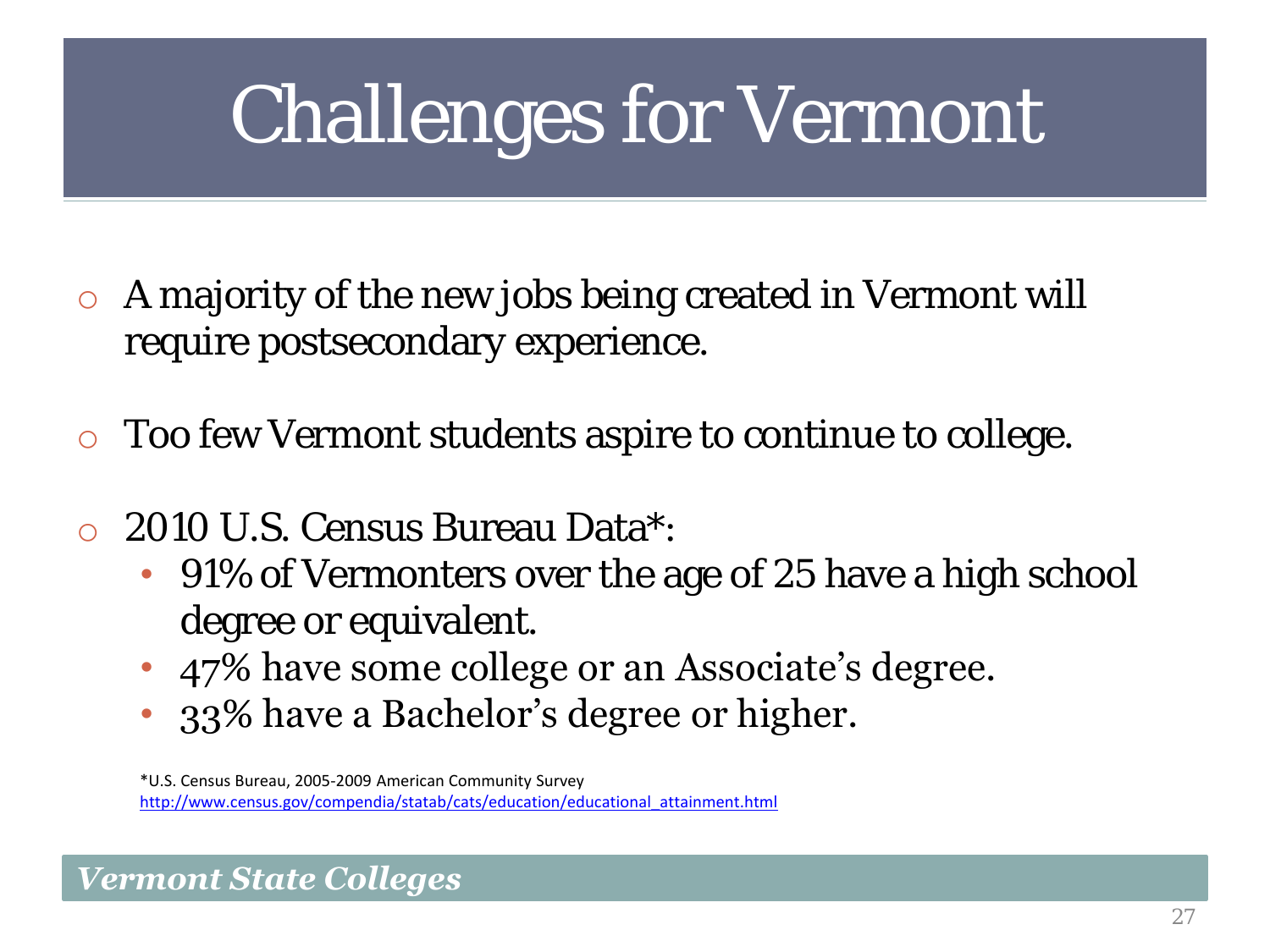# Challenges for Vermont

- A majority of the new jobs being created in Vermont will require postsecondary experience.
- Too few Vermont students aspire to continue to college.
- 2010 U.S. Census Bureau Data*:
  - 91% of Vermonters over the age of 25 have a high school degree or equivalent.
  - 47% have some college or an Associate's degree.
  - 33% have a Bachelor's degree or higher.

*U.S. Census Bureau, 2005-2009 American Community Survey
http://www.census.gov/compendia/statab/cats/education/educational_attainment.html

***Vermont State Colleges***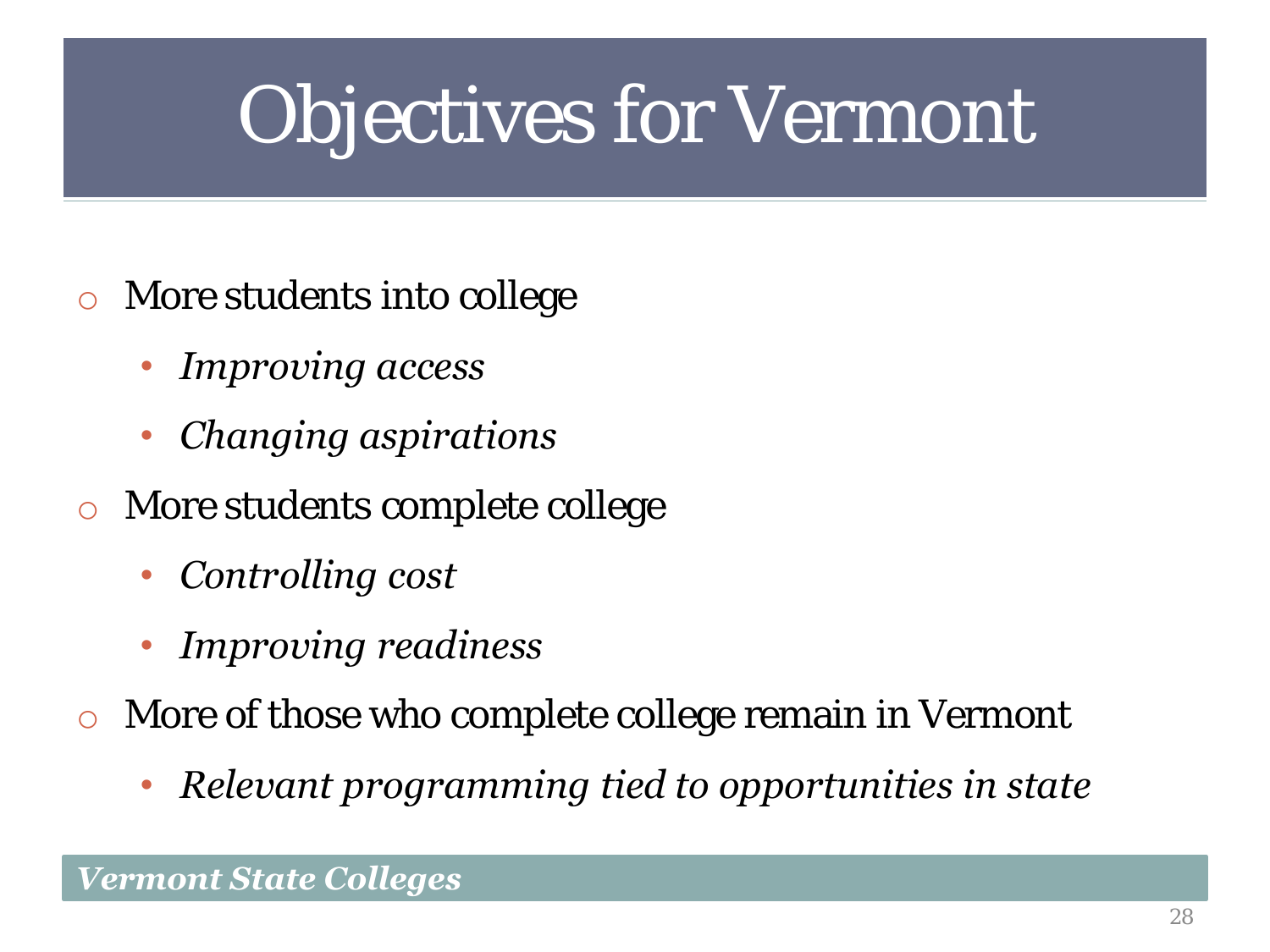# Objectives for Vermont

- More students into college
  - *Improving access*
  - *Changing aspirations*
- More students complete college
  - *Controlling cost*
  - *Improving readiness*
- More of those who complete college remain in Vermont
  - *Relevant programming tied to opportunities in state*

***Vermont State Colleges***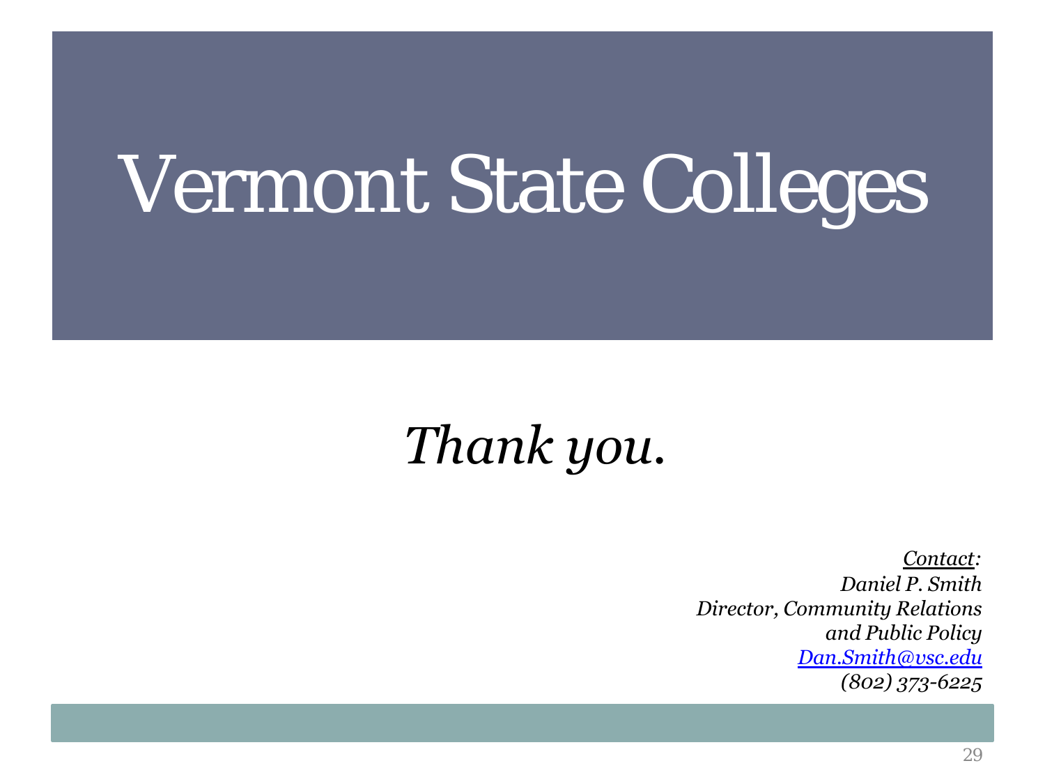# Vermont State Colleges

*Thank you.*

*Contact:*
*Daniel P. Smith*
*Director, Community Relations and Public Policy*
*Dan.Smith@vsc.edu*
*(802) 373-6225*